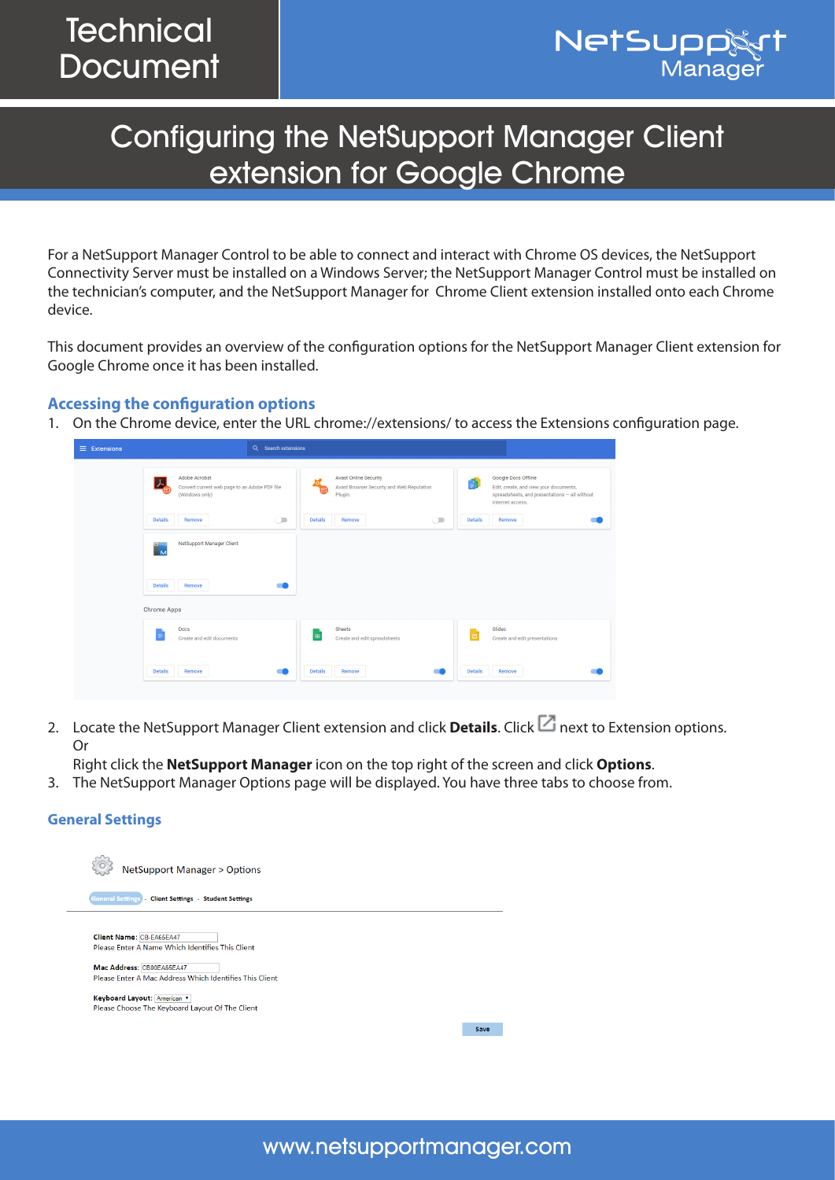# Technical Document

# Configuring the NetSupport Manager Client extension for Google Chrome

For a NetSupport Manager Control to be able to connect and interact with Chrome OS devices, the NetSupport Connectivity Server must be installed on a Windows Server; the NetSupport Manager Control must be installed on the technician's computer, and the NetSupport Manager for Chrome Client extension installed onto each Chrome device.

This document provides an overview of the configuration options for the NetSupport Manager Client extension for Google Chrome once it has been installed.

## Accessing the configuration options

1. On the Chrome device, enter the URL chrome://extensions/ to access the Extensions configuration page.
2. Locate the NetSupport Manager Client extension and click **Details**. Click next to Extension options.
   Or
   Right click the **NetSupport Manager** icon on the top right of the screen and click **Options**.
3. The NetSupport Manager Options page will be displayed. You have three tabs to choose from.

## General Settings

NetSupport Manager > Options

General Settings - Client Settings - Student Settings

**Client Name:** CB-EA65EA47
Please Enter A Name Which Identifies This Client

**Mac Address:** CB00EA65EA47
Please Enter A Mac Address Which Identifies This Client

**Keyboard Layout:** American
Please Choose The Keyboard Layout Of The Client

Save

www.netsupportmanager.com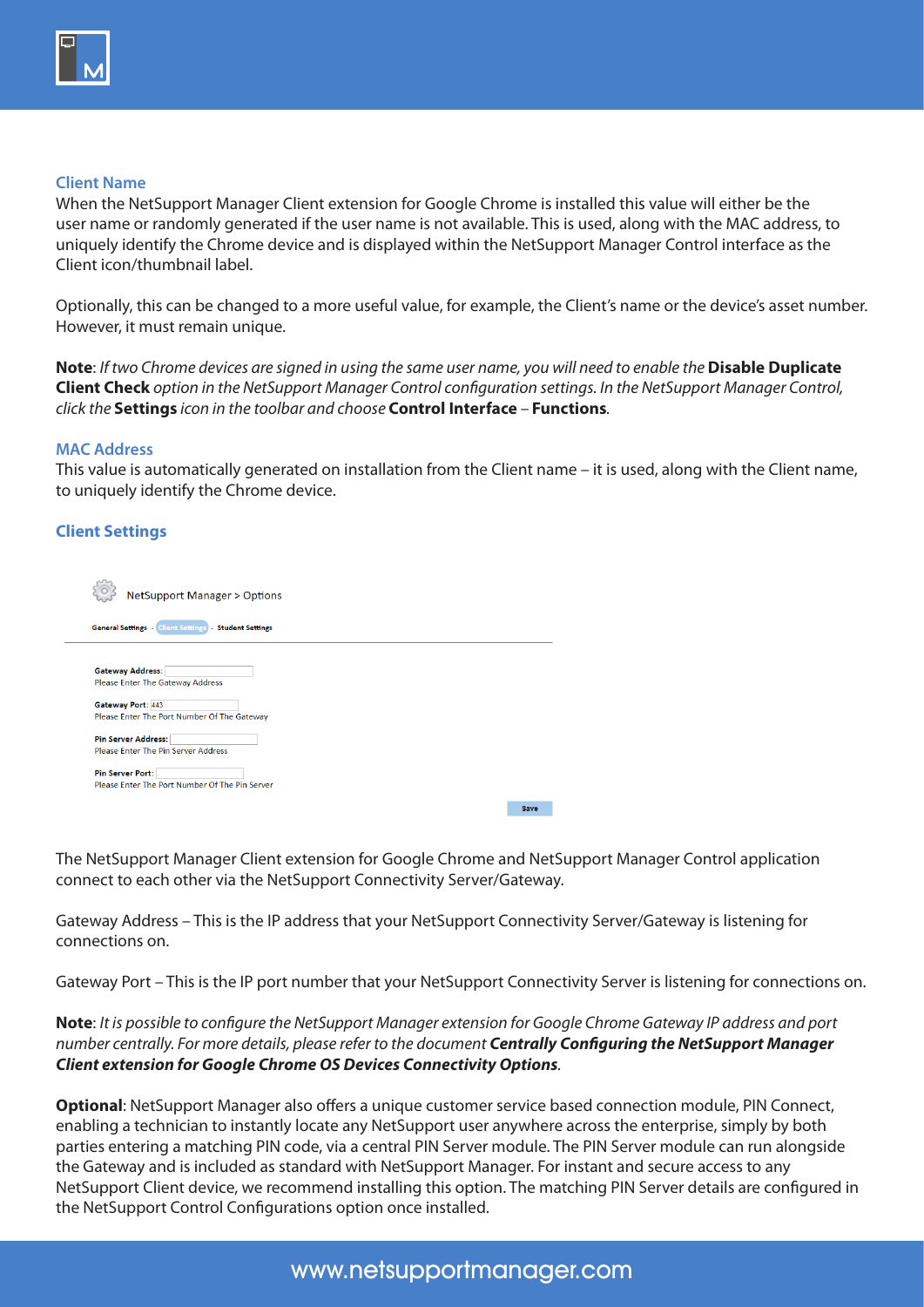### Client Name

When the NetSupport Manager Client extension for Google Chrome is installed this value will either be the user name or randomly generated if the user name is not available. This is used, along with the MAC address, to uniquely identify the Chrome device and is displayed within the NetSupport Manager Control interface as the Client icon/thumbnail label.

Optionally, this can be changed to a more useful value, for example, the Client's name or the device's asset number. However, it must remain unique.

**Note**: *If two Chrome devices are signed in using the same user name, you will need to enable the* ***Disable Duplicate Client Check*** *option in the NetSupport Manager Control configuration settings. In the NetSupport Manager Control, click the* ***Settings*** *icon in the toolbar and choose* ***Control Interface*** *–* ***Functions****.*

### MAC Address

This value is automatically generated on installation from the Client name – it is used, along with the Client name, to uniquely identify the Chrome device.

### Client Settings

NetSupport Manager > Options

General Settings - Client Settings - Student Settings

Gateway Address:
Please Enter The Gateway Address

Gateway Port: 443
Please Enter The Port Number Of The Gateway

Pin Server Address:
Please Enter The Pin Server Address

Pin Server Port:
Please Enter The Port Number Of The Pin Server

Save

The NetSupport Manager Client extension for Google Chrome and NetSupport Manager Control application connect to each other via the NetSupport Connectivity Server/Gateway.

Gateway Address – This is the IP address that your NetSupport Connectivity Server/Gateway is listening for connections on.

Gateway Port – This is the IP port number that your NetSupport Connectivity Server is listening for connections on.

**Note**: *It is possible to configure the NetSupport Manager extension for Google Chrome Gateway IP address and port number centrally. For more details, please refer to the document* ***Centrally Configuring the NetSupport Manager Client extension for Google Chrome OS Devices Connectivity Options****.*

**Optional**: NetSupport Manager also offers a unique customer service based connection module, PIN Connect, enabling a technician to instantly locate any NetSupport user anywhere across the enterprise, simply by both parties entering a matching PIN code, via a central PIN Server module. The PIN Server module can run alongside the Gateway and is included as standard with NetSupport Manager. For instant and secure access to any NetSupport Client device, we recommend installing this option. The matching PIN Server details are configured in the NetSupport Control Configurations option once installed.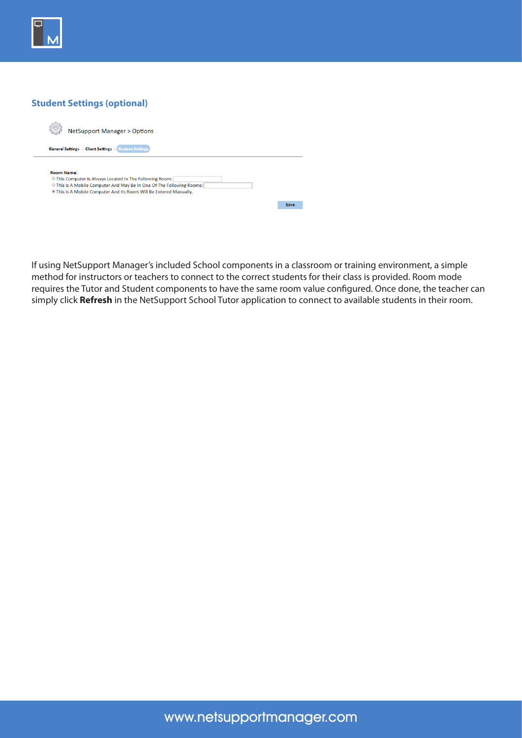### Student Settings (optional)

NetSupport Manager > Options

General Settings - Client Settings - Student Settings

Room Name:

- This Computer Is Always Located In The Following Room:
- This Is A Mobile Computer And May Be In One Of The Following Rooms:
- This Is A Mobile Computer And Its Room Will Be Entered Manually.

Save

If using NetSupport Manager's included School components in a classroom or training environment, a simple method for instructors or teachers to connect to the correct students for their class is provided. Room mode requires the Tutor and Student components to have the same room value configured. Once done, the teacher can simply click **Refresh** in the NetSupport School Tutor application to connect to available students in their room.